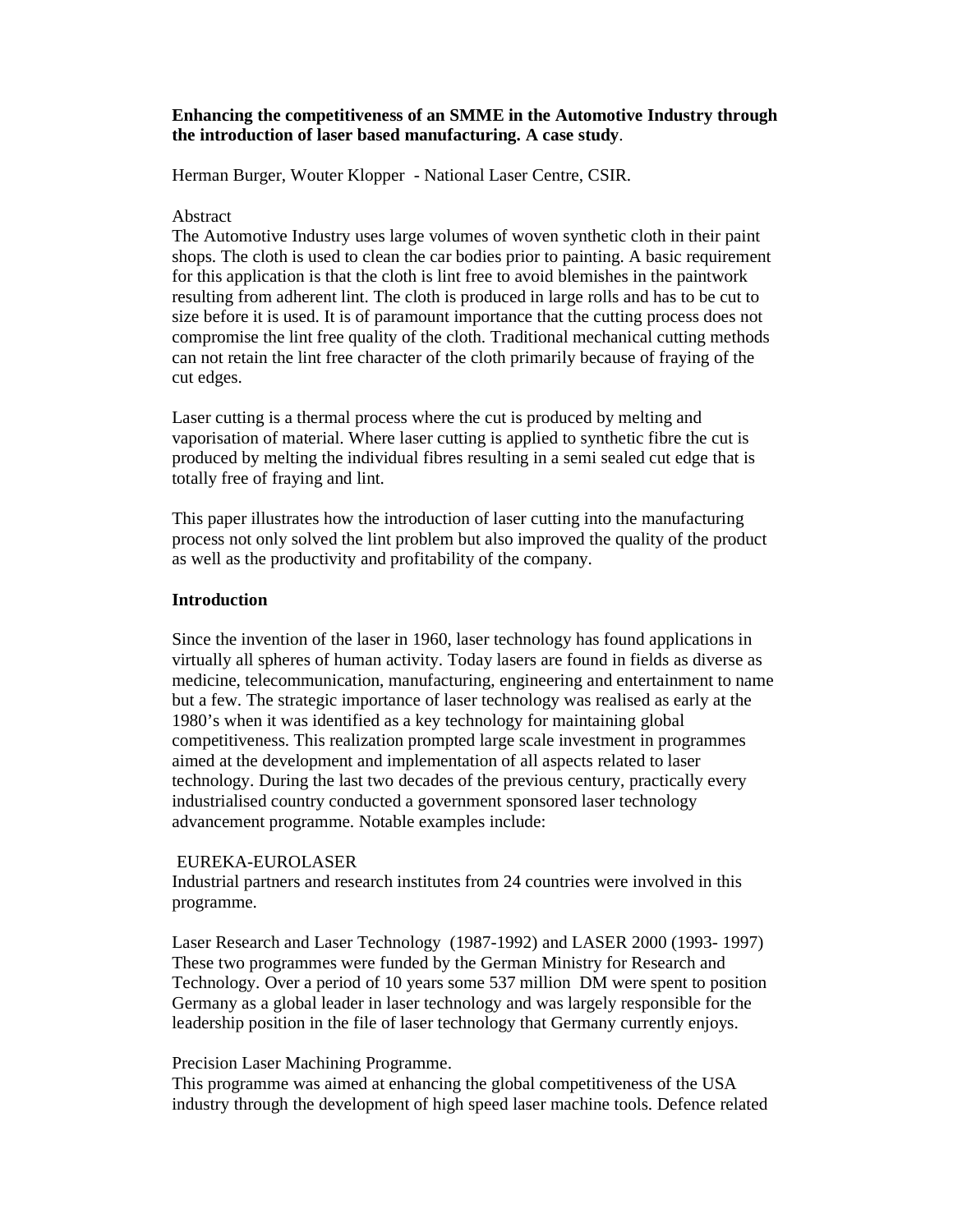**Enhancing the competitiveness of an SMME in the Automotive Industry through the introduction of laser based manufacturing. A case study**.

Herman Burger, Wouter Klopper - National Laser Centre, CSIR.

Abstract

The Automotive Industry uses large volumes of woven synthetic cloth in their paint shops. The cloth is used to clean the car bodies prior to painting. A basic requirement for this application is that the cloth is lint free to avoid blemishes in the paintwork resulting from adherent lint. The cloth is produced in large rolls and has to be cut to size before it is used. It is of paramount importance that the cutting process does not compromise the lint free quality of the cloth. Traditional mechanical cutting methods can not retain the lint free character of the cloth primarily because of fraying of the cut edges.

Laser cutting is a thermal process where the cut is produced by melting and vaporisation of material. Where laser cutting is applied to synthetic fibre the cut is produced by melting the individual fibres resulting in a semi sealed cut edge that is totally free of fraying and lint.

This paper illustrates how the introduction of laser cutting into the manufacturing process not only solved the lint problem but also improved the quality of the product as well as the productivity and profitability of the company.

**Introduction**

Since the invention of the laser in 1960, laser technology has found applications in virtually all spheres of human activity. Today lasers are found in fields as diverse as medicine, telecommunication, manufacturing, engineering and entertainment to name but a few. The strategic importance of laser technology was realised as early at the 1980's when it was identified as a key technology for maintaining global competitiveness. This realization prompted large scale investment in programmes aimed at the development and implementation of all aspects related to laser technology. During the last two decades of the previous century, practically every industrialised country conducted a government sponsored laser technology advancement programme. Notable examples include:

EUREKA-EUROLASER
Industrial partners and research institutes from 24 countries were involved in this programme.

Laser Research and Laser Technology (1987-1992) and LASER 2000 (1993- 1997)
These two programmes were funded by the German Ministry for Research and Technology. Over a period of 10 years some 537 million DM were spent to position Germany as a global leader in laser technology and was largely responsible for the leadership position in the file of laser technology that Germany currently enjoys.

Precision Laser Machining Programme.
This programme was aimed at enhancing the global competitiveness of the USA industry through the development of high speed laser machine tools. Defence related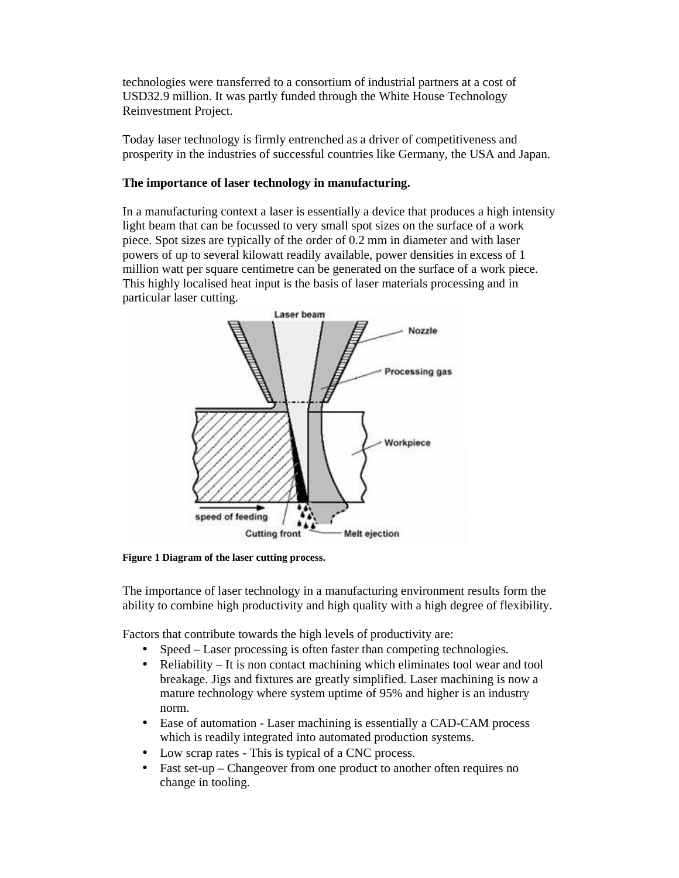technologies were transferred to a consortium of industrial partners at a cost of USD32.9 million. It was partly funded through the White House Technology Reinvestment Project.

Today laser technology is firmly entrenched as a driver of competitiveness and prosperity in the industries of successful countries like Germany, the USA and Japan.

**The importance of laser technology in manufacturing.**

In a manufacturing context a laser is essentially a device that produces a high intensity light beam that can be focussed to very small spot sizes on the surface of a work piece. Spot sizes are typically of the order of 0.2 mm in diameter and with laser powers of up to several kilowatt readily available, power densities in excess of 1 million watt per square centimetre can be generated on the surface of a work piece. This highly localised heat input is the basis of laser materials processing and in particular laser cutting.

**Figure 1 Diagram of the laser cutting process.**

The importance of laser technology in a manufacturing environment results form the ability to combine high productivity and high quality with a high degree of flexibility.

Factors that contribute towards the high levels of productivity are:

- Speed – Laser processing is often faster than competing technologies.
- Reliability – It is non contact machining which eliminates tool wear and tool breakage. Jigs and fixtures are greatly simplified. Laser machining is now a mature technology where system uptime of 95% and higher is an industry norm.
- Ease of automation - Laser machining is essentially a CAD-CAM process which is readily integrated into automated production systems.
- Low scrap rates - This is typical of a CNC process.
- Fast set-up – Changeover from one product to another often requires no change in tooling.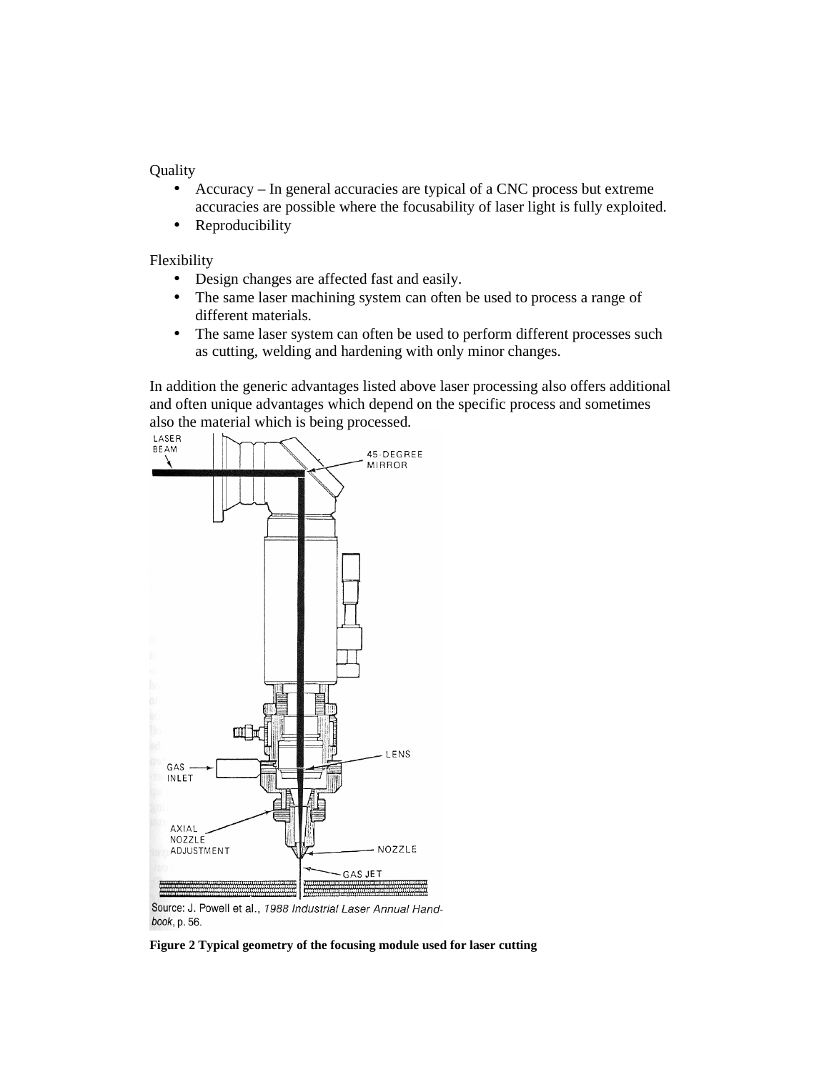Quality

- Accuracy – In general accuracies are typical of a CNC process but extreme accuracies are possible where the focusability of laser light is fully exploited.
- Reproducibility

Flexibility

- Design changes are affected fast and easily.
- The same laser machining system can often be used to process a range of different materials.
- The same laser system can often be used to perform different processes such as cutting, welding and hardening with only minor changes.

In addition the generic advantages listed above laser processing also offers additional and often unique advantages which depend on the specific process and sometimes also the material which is being processed.

Source: J. Powell et al., *1988 Industrial Laser Annual Handbook*, p. 56.

**Figure 2 Typical geometry of the focusing module used for laser cutting**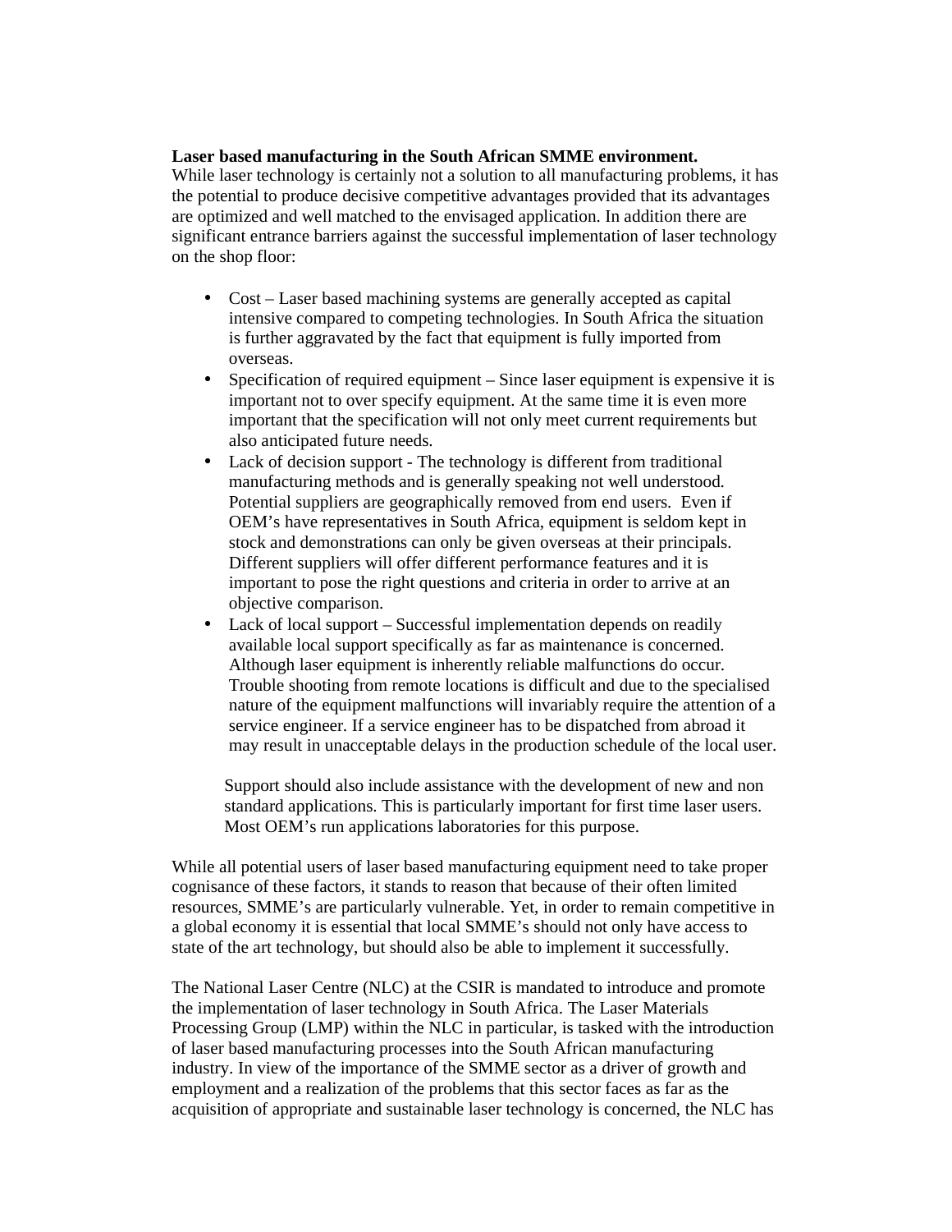**Laser based manufacturing in the South African SMME environment.**

While laser technology is certainly not a solution to all manufacturing problems, it has the potential to produce decisive competitive advantages provided that its advantages are optimized and well matched to the envisaged application. In addition there are significant entrance barriers against the successful implementation of laser technology on the shop floor:

- Cost – Laser based machining systems are generally accepted as capital intensive compared to competing technologies. In South Africa the situation is further aggravated by the fact that equipment is fully imported from overseas.
- Specification of required equipment – Since laser equipment is expensive it is important not to over specify equipment. At the same time it is even more important that the specification will not only meet current requirements but also anticipated future needs.
- Lack of decision support - The technology is different from traditional manufacturing methods and is generally speaking not well understood. Potential suppliers are geographically removed from end users. Even if OEM's have representatives in South Africa, equipment is seldom kept in stock and demonstrations can only be given overseas at their principals. Different suppliers will offer different performance features and it is important to pose the right questions and criteria in order to arrive at an objective comparison.
- Lack of local support – Successful implementation depends on readily available local support specifically as far as maintenance is concerned. Although laser equipment is inherently reliable malfunctions do occur. Trouble shooting from remote locations is difficult and due to the specialised nature of the equipment malfunctions will invariably require the attention of a service engineer. If a service engineer has to be dispatched from abroad it may result in unacceptable delays in the production schedule of the local user.

  Support should also include assistance with the development of new and non standard applications. This is particularly important for first time laser users. Most OEM's run applications laboratories for this purpose.

While all potential users of laser based manufacturing equipment need to take proper cognisance of these factors, it stands to reason that because of their often limited resources, SMME's are particularly vulnerable. Yet, in order to remain competitive in a global economy it is essential that local SMME's should not only have access to state of the art technology, but should also be able to implement it successfully.

The National Laser Centre (NLC) at the CSIR is mandated to introduce and promote the implementation of laser technology in South Africa. The Laser Materials Processing Group (LMP) within the NLC in particular, is tasked with the introduction of laser based manufacturing processes into the South African manufacturing industry. In view of the importance of the SMME sector as a driver of growth and employment and a realization of the problems that this sector faces as far as the acquisition of appropriate and sustainable laser technology is concerned, the NLC has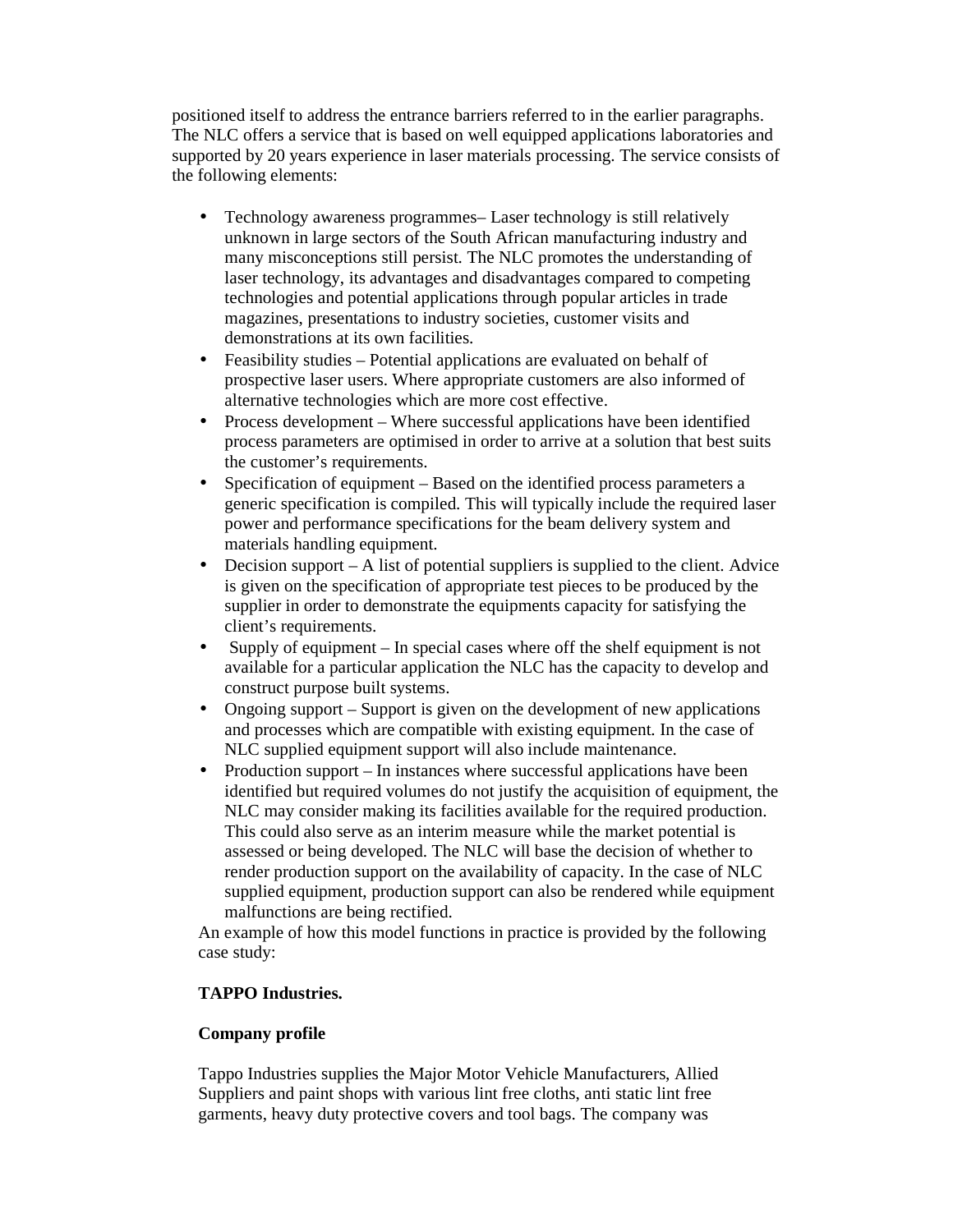positioned itself to address the entrance barriers referred to in the earlier paragraphs. The NLC offers a service that is based on well equipped applications laboratories and supported by 20 years experience in laser materials processing. The service consists of the following elements:

- Technology awareness programmes– Laser technology is still relatively unknown in large sectors of the South African manufacturing industry and many misconceptions still persist. The NLC promotes the understanding of laser technology, its advantages and disadvantages compared to competing technologies and potential applications through popular articles in trade magazines, presentations to industry societies, customer visits and demonstrations at its own facilities.
- Feasibility studies – Potential applications are evaluated on behalf of prospective laser users. Where appropriate customers are also informed of alternative technologies which are more cost effective.
- Process development – Where successful applications have been identified process parameters are optimised in order to arrive at a solution that best suits the customer's requirements.
- Specification of equipment – Based on the identified process parameters a generic specification is compiled. This will typically include the required laser power and performance specifications for the beam delivery system and materials handling equipment.
- Decision support – A list of potential suppliers is supplied to the client. Advice is given on the specification of appropriate test pieces to be produced by the supplier in order to demonstrate the equipments capacity for satisfying the client's requirements.
- Supply of equipment – In special cases where off the shelf equipment is not available for a particular application the NLC has the capacity to develop and construct purpose built systems.
- Ongoing support – Support is given on the development of new applications and processes which are compatible with existing equipment. In the case of NLC supplied equipment support will also include maintenance.
- Production support – In instances where successful applications have been identified but required volumes do not justify the acquisition of equipment, the NLC may consider making its facilities available for the required production. This could also serve as an interim measure while the market potential is assessed or being developed. The NLC will base the decision of whether to render production support on the availability of capacity. In the case of NLC supplied equipment, production support can also be rendered while equipment malfunctions are being rectified.

An example of how this model functions in practice is provided by the following case study:

**TAPPO Industries.**

**Company profile**

Tappo Industries supplies the Major Motor Vehicle Manufacturers, Allied Suppliers and paint shops with various lint free cloths, anti static lint free garments, heavy duty protective covers and tool bags. The company was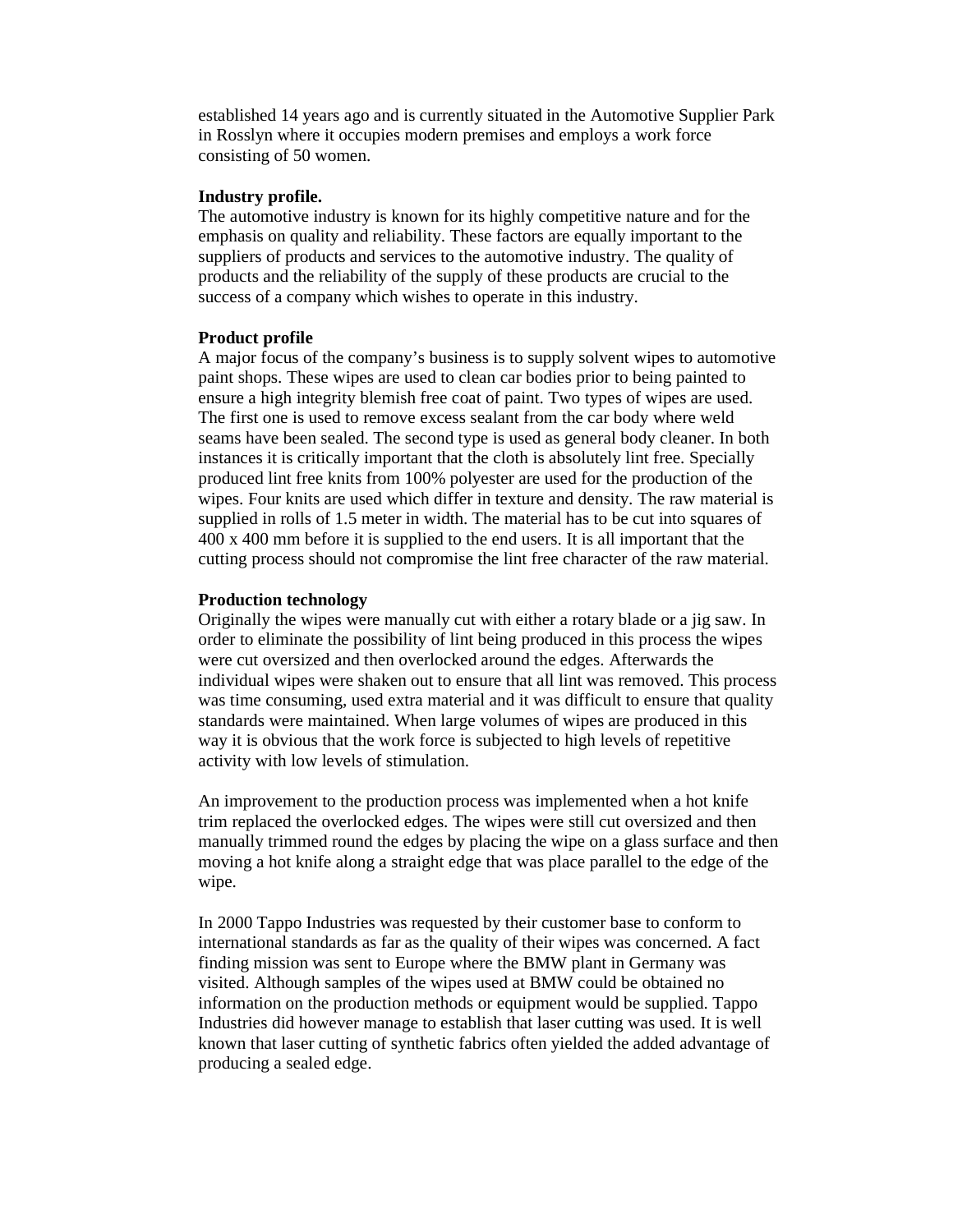established 14 years ago and is currently situated in the Automotive Supplier Park in Rosslyn where it occupies modern premises and employs a work force consisting of 50 women.

**Industry profile.**

The automotive industry is known for its highly competitive nature and for the emphasis on quality and reliability. These factors are equally important to the suppliers of products and services to the automotive industry. The quality of products and the reliability of the supply of these products are crucial to the success of a company which wishes to operate in this industry.

**Product profile**

A major focus of the company's business is to supply solvent wipes to automotive paint shops. These wipes are used to clean car bodies prior to being painted to ensure a high integrity blemish free coat of paint. Two types of wipes are used. The first one is used to remove excess sealant from the car body where weld seams have been sealed. The second type is used as general body cleaner. In both instances it is critically important that the cloth is absolutely lint free. Specially produced lint free knits from 100% polyester are used for the production of the wipes. Four knits are used which differ in texture and density. The raw material is supplied in rolls of 1.5 meter in width. The material has to be cut into squares of 400 x 400 mm before it is supplied to the end users. It is all important that the cutting process should not compromise the lint free character of the raw material.

**Production technology**

Originally the wipes were manually cut with either a rotary blade or a jig saw. In order to eliminate the possibility of lint being produced in this process the wipes were cut oversized and then overlocked around the edges. Afterwards the individual wipes were shaken out to ensure that all lint was removed. This process was time consuming, used extra material and it was difficult to ensure that quality standards were maintained. When large volumes of wipes are produced in this way it is obvious that the work force is subjected to high levels of repetitive activity with low levels of stimulation.

An improvement to the production process was implemented when a hot knife trim replaced the overlocked edges. The wipes were still cut oversized and then manually trimmed round the edges by placing the wipe on a glass surface and then moving a hot knife along a straight edge that was place parallel to the edge of the wipe.

In 2000 Tappo Industries was requested by their customer base to conform to international standards as far as the quality of their wipes was concerned. A fact finding mission was sent to Europe where the BMW plant in Germany was visited. Although samples of the wipes used at BMW could be obtained no information on the production methods or equipment would be supplied. Tappo Industries did however manage to establish that laser cutting was used. It is well known that laser cutting of synthetic fabrics often yielded the added advantage of producing a sealed edge.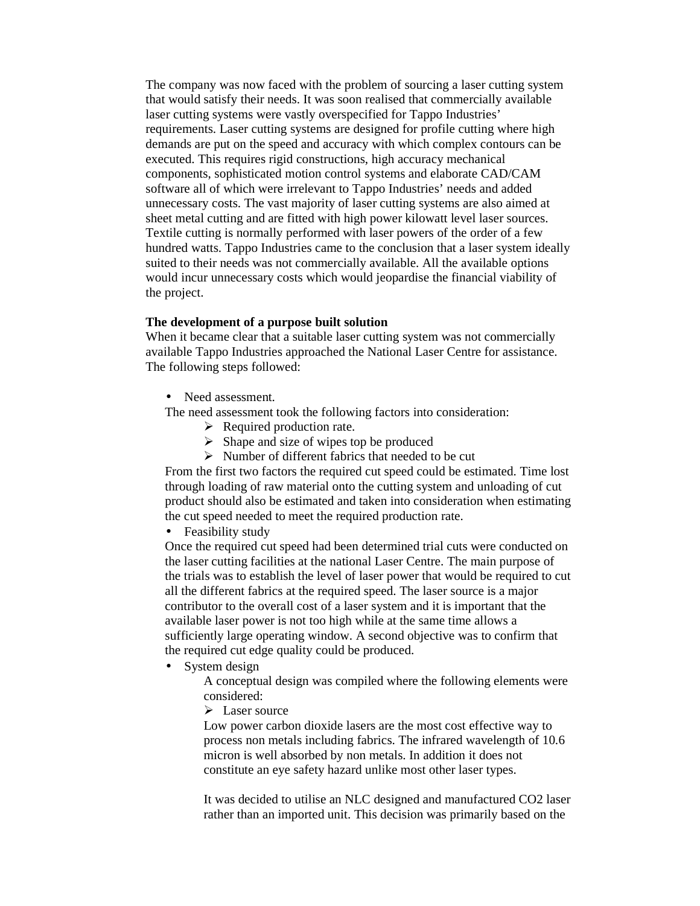The company was now faced with the problem of sourcing a laser cutting system that would satisfy their needs. It was soon realised that commercially available laser cutting systems were vastly overspecified for Tappo Industries' requirements. Laser cutting systems are designed for profile cutting where high demands are put on the speed and accuracy with which complex contours can be executed. This requires rigid constructions, high accuracy mechanical components, sophisticated motion control systems and elaborate CAD/CAM software all of which were irrelevant to Tappo Industries' needs and added unnecessary costs. The vast majority of laser cutting systems are also aimed at sheet metal cutting and are fitted with high power kilowatt level laser sources. Textile cutting is normally performed with laser powers of the order of a few hundred watts. Tappo Industries came to the conclusion that a laser system ideally suited to their needs was not commercially available. All the available options would incur unnecessary costs which would jeopardise the financial viability of the project.

**The development of a purpose built solution**

When it became clear that a suitable laser cutting system was not commercially available Tappo Industries approached the National Laser Centre for assistance. The following steps followed:

- Need assessment.

  The need assessment took the following factors into consideration:
  - Required production rate.
  - Shape and size of wipes top be produced
  - Number of different fabrics that needed to be cut

  From the first two factors the required cut speed could be estimated. Time lost through loading of raw material onto the cutting system and unloading of cut product should also be estimated and taken into consideration when estimating the cut speed needed to meet the required production rate.
- Feasibility study

  Once the required cut speed had been determined trial cuts were conducted on the laser cutting facilities at the national Laser Centre. The main purpose of the trials was to establish the level of laser power that would be required to cut all the different fabrics at the required speed. The laser source is a major contributor to the overall cost of a laser system and it is important that the available laser power is not too high while at the same time allows a sufficiently large operating window. A second objective was to confirm that the required cut edge quality could be produced.
- System design

  A conceptual design was compiled where the following elements were considered:
  - Laser source

    Low power carbon dioxide lasers are the most cost effective way to process non metals including fabrics. The infrared wavelength of 10.6 micron is well absorbed by non metals. In addition it does not constitute an eye safety hazard unlike most other laser types.

    It was decided to utilise an NLC designed and manufactured $CO_2$ laser rather than an imported unit. This decision was primarily based on the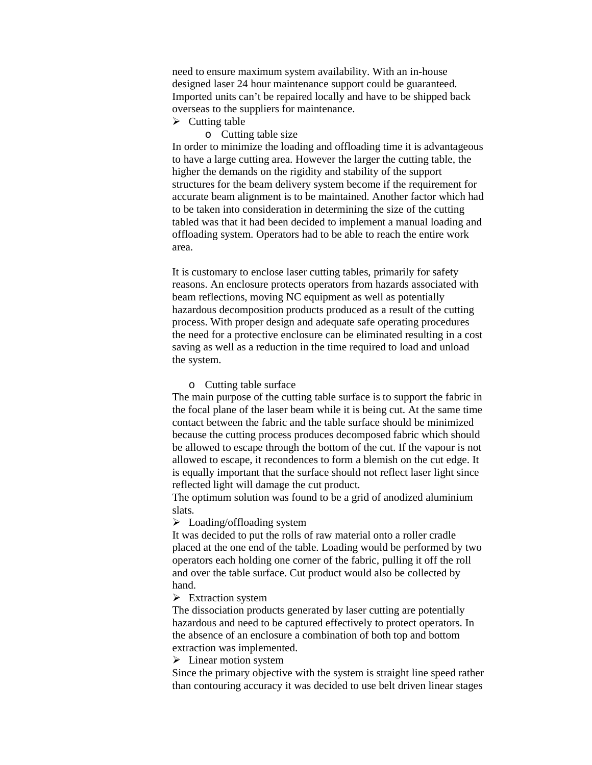need to ensure maximum system availability. With an in-house designed laser 24 hour maintenance support could be guaranteed. Imported units can't be repaired locally and have to be shipped back overseas to the suppliers for maintenance.

- Cutting table
  - Cutting table size

In order to minimize the loading and offloading time it is advantageous to have a large cutting area. However the larger the cutting table, the higher the demands on the rigidity and stability of the support structures for the beam delivery system become if the requirement for accurate beam alignment is to be maintained. Another factor which had to be taken into consideration in determining the size of the cutting tabled was that it had been decided to implement a manual loading and offloading system. Operators had to be able to reach the entire work area.

It is customary to enclose laser cutting tables, primarily for safety reasons. An enclosure protects operators from hazards associated with beam reflections, moving NC equipment as well as potentially hazardous decomposition products produced as a result of the cutting process. With proper design and adequate safe operating procedures the need for a protective enclosure can be eliminated resulting in a cost saving as well as a reduction in the time required to load and unload the system.

  - Cutting table surface

The main purpose of the cutting table surface is to support the fabric in the focal plane of the laser beam while it is being cut. At the same time contact between the fabric and the table surface should be minimized because the cutting process produces decomposed fabric which should be allowed to escape through the bottom of the cut. If the vapour is not allowed to escape, it recondences to form a blemish on the cut edge. It is equally important that the surface should not reflect laser light since reflected light will damage the cut product.

The optimum solution was found to be a grid of anodized aluminium slats.

- Loading/offloading system

It was decided to put the rolls of raw material onto a roller cradle placed at the one end of the table. Loading would be performed by two operators each holding one corner of the fabric, pulling it off the roll and over the table surface. Cut product would also be collected by hand.

- Extraction system

The dissociation products generated by laser cutting are potentially hazardous and need to be captured effectively to protect operators. In the absence of an enclosure a combination of both top and bottom extraction was implemented.

- Linear motion system

Since the primary objective with the system is straight line speed rather than contouring accuracy it was decided to use belt driven linear stages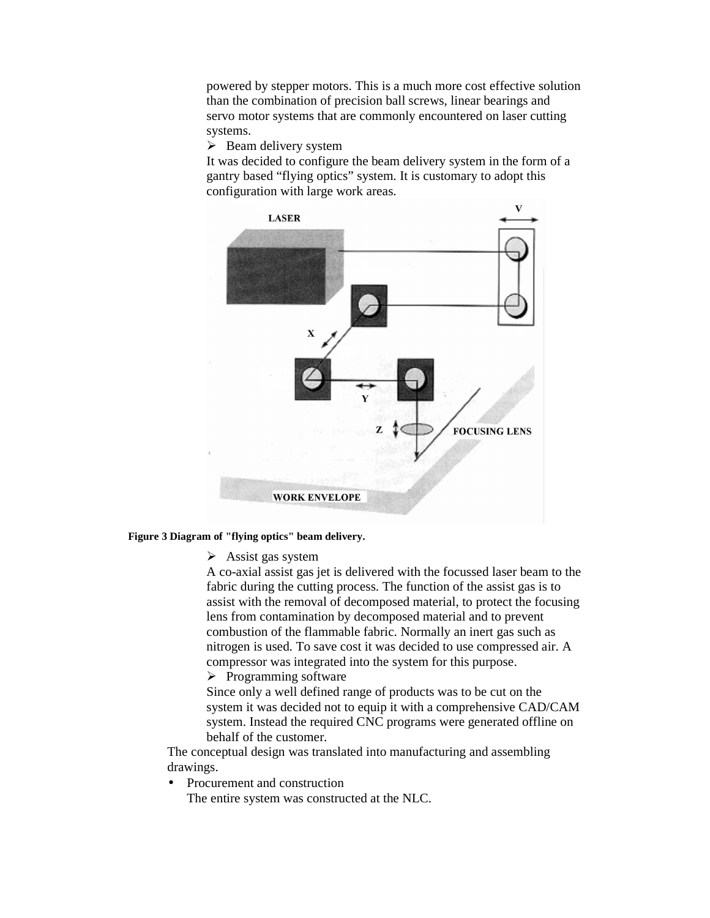powered by stepper motors. This is a much more cost effective solution than the combination of precision ball screws, linear bearings and servo motor systems that are commonly encountered on laser cutting systems.

- Beam delivery system

  It was decided to configure the beam delivery system in the form of a gantry based "flying optics" system. It is customary to adopt this configuration with large work areas.

**Figure 3 Diagram of "flying optics" beam delivery.**

- Assist gas system

  A co-axial assist gas jet is delivered with the focussed laser beam to the fabric during the cutting process. The function of the assist gas is to assist with the removal of decomposed material, to protect the focusing lens from contamination by decomposed material and to prevent combustion of the flammable fabric. Normally an inert gas such as nitrogen is used. To save cost it was decided to use compressed air. A compressor was integrated into the system for this purpose.

- Programming software

  Since only a well defined range of products was to be cut on the system it was decided not to equip it with a comprehensive CAD/CAM system. Instead the required CNC programs were generated offline on behalf of the customer.

The conceptual design was translated into manufacturing and assembling drawings.

- Procurement and construction

  The entire system was constructed at the NLC.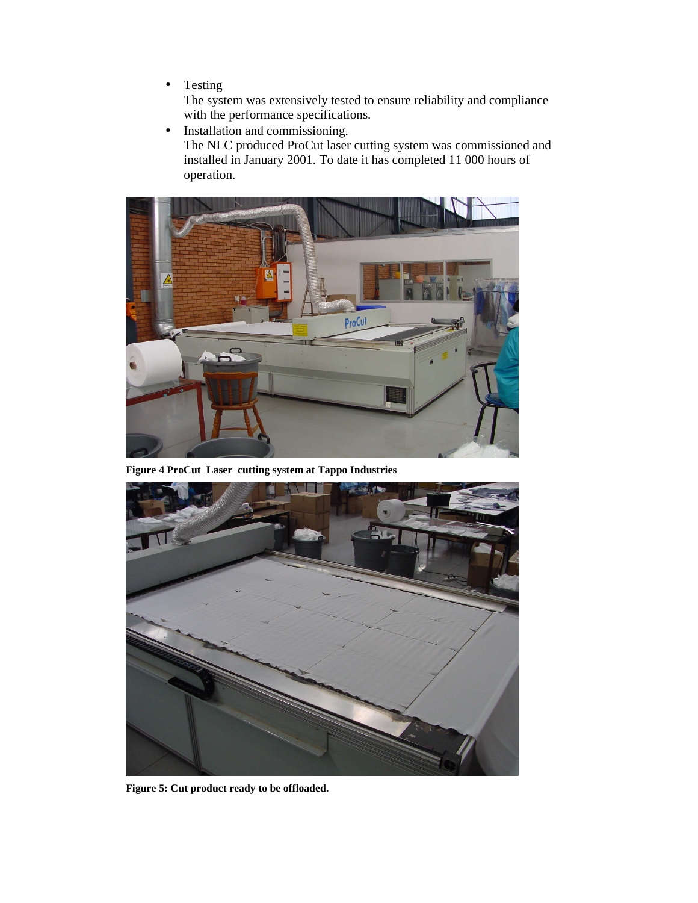- Testing
  The system was extensively tested to ensure reliability and compliance with the performance specifications.
- Installation and commissioning.
  The NLC produced ProCut laser cutting system was commissioned and installed in January 2001. To date it has completed 11 000 hours of operation.

**Figure 4 ProCut Laser cutting system at Tappo Industries**

**Figure 5: Cut product ready to be offloaded.**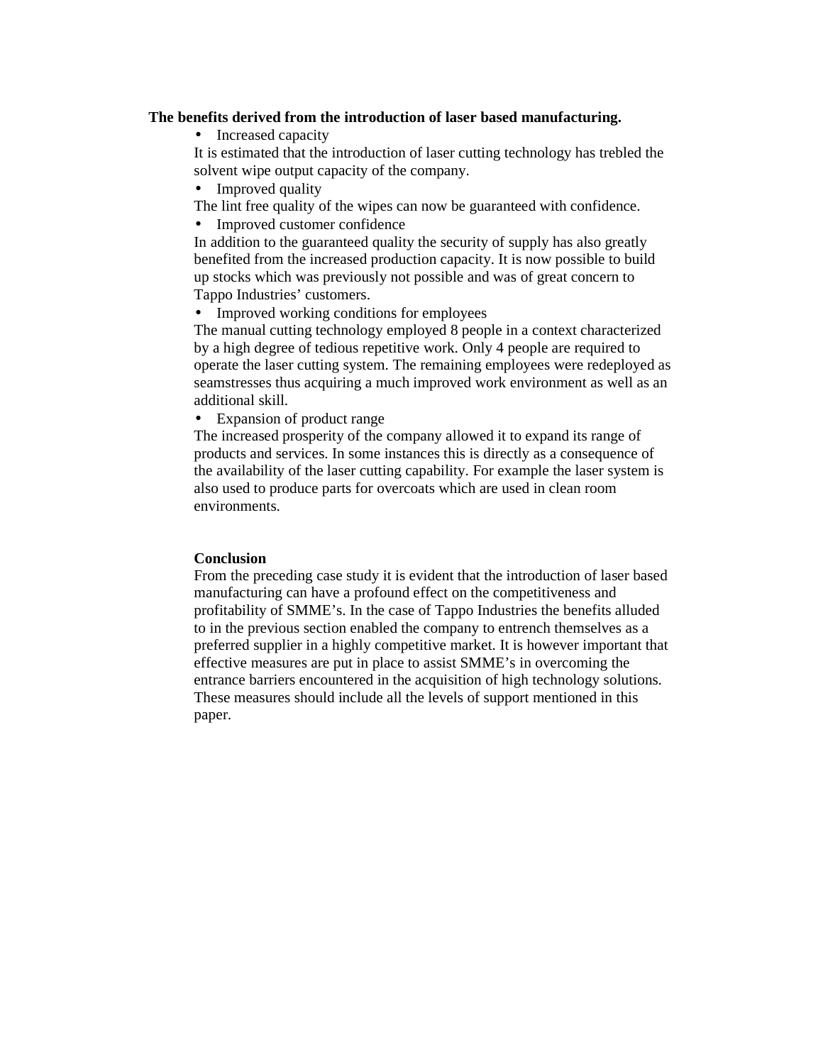**The benefits derived from the introduction of laser based manufacturing.**

- Increased capacity

It is estimated that the introduction of laser cutting technology has trebled the solvent wipe output capacity of the company.

- Improved quality

The lint free quality of the wipes can now be guaranteed with confidence.

- Improved customer confidence

In addition to the guaranteed quality the security of supply has also greatly benefited from the increased production capacity. It is now possible to build up stocks which was previously not possible and was of great concern to Tappo Industries' customers.

- Improved working conditions for employees

The manual cutting technology employed 8 people in a context characterized by a high degree of tedious repetitive work. Only 4 people are required to operate the laser cutting system. The remaining employees were redeployed as seamstresses thus acquiring a much improved work environment as well as an additional skill.

- Expansion of product range

The increased prosperity of the company allowed it to expand its range of products and services. In some instances this is directly as a consequence of the availability of the laser cutting capability. For example the laser system is also used to produce parts for overcoats which are used in clean room environments.

**Conclusion**

From the preceding case study it is evident that the introduction of laser based manufacturing can have a profound effect on the competitiveness and profitability of SMME's. In the case of Tappo Industries the benefits alluded to in the previous section enabled the company to entrench themselves as a preferred supplier in a highly competitive market. It is however important that effective measures are put in place to assist SMME's in overcoming the entrance barriers encountered in the acquisition of high technology solutions. These measures should include all the levels of support mentioned in this paper.